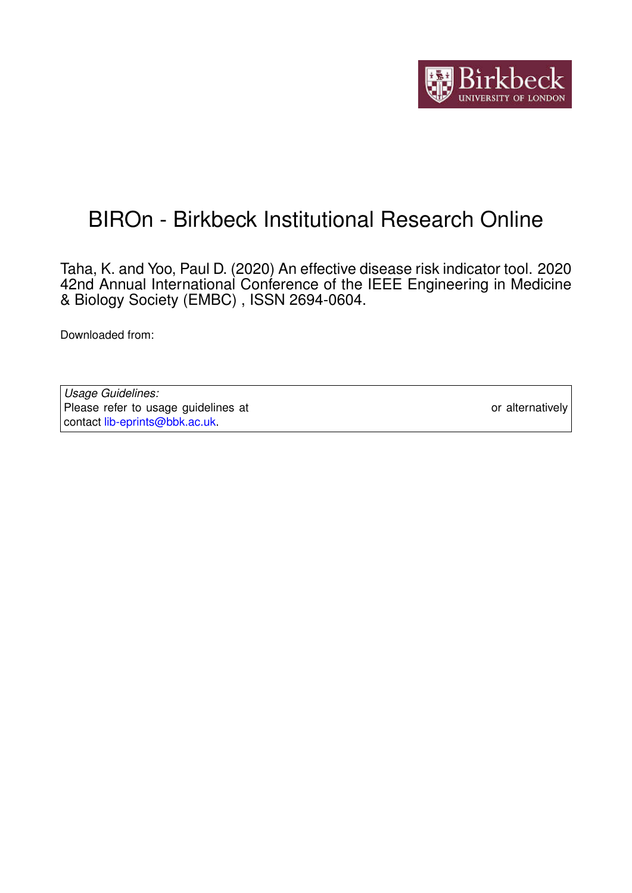# BIROn - Birkbeck Institutional Research Online

Taha, K. and Yoo, Paul D. (2020) An effective disease risk indicator tool. 2020 42nd Annual International Conference of the IEEE Engineering in Medicine & Biology Society (EMBC) , ISSN 2694-0604.

Downloaded from:

*Usage Guidelines:*
Please refer to usage guidelines at or alternatively contact lib-eprints@bbk.ac.uk.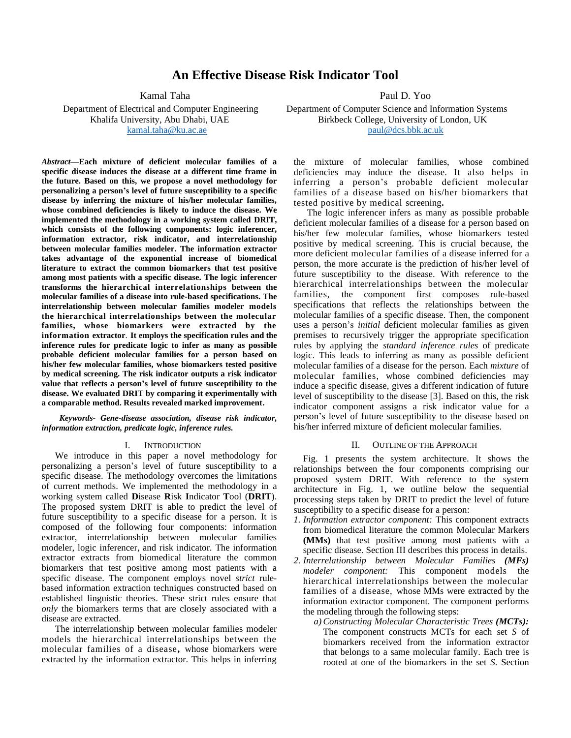# An Effective Disease Risk Indicator Tool

Kamal Taha
Department of Electrical and Computer Engineering
Khalifa University, Abu Dhabi, UAE
kamal.taha@ku.ac.ae

Paul D. Yoo
Department of Computer Science and Information Systems
Birkbeck College, University of London, UK
paul@dcs.bbk.ac.uk

***Abstract*—Each mixture of deficient molecular families of a specific disease induces the disease at a different time frame in the future. Based on this, we propose a novel methodology for personalizing a person's level of future susceptibility to a specific disease by inferring the mixture of his/her molecular families, whose combined deficiencies is likely to induce the disease. We implemented the methodology in a working system called DRIT, which consists of the following components: logic inferencer, information extractor, risk indicator, and interrelationship between molecular families modeler. The information extractor takes advantage of the exponential increase of biomedical literature to extract the common biomarkers that test positive among most patients with a specific disease. The logic inferencer transforms the hierarchical interrelationships between the molecular families of a disease into rule-based specifications. The interrelationship between molecular families modeler models the hierarchical interrelationships between the molecular families, whose biomarkers were extracted by the information extractor. It employs the specification rules and the inference rules for predicate logic to infer as many as possible probable deficient molecular families for a person based on his/her few molecular families, whose biomarkers tested positive by medical screening. The risk indicator outputs a risk indicator value that reflects a person's level of future susceptibility to the disease. We evaluated DRIT by comparing it experimentally with a comparable method. Results revealed marked improvement.**

***Keywords- Gene-disease association, disease risk indicator, information extraction, predicate logic, inference rules.***

## I. Introduction

We introduce in this paper a novel methodology for personalizing a person's level of future susceptibility to a specific disease. The methodology overcomes the limitations of current methods. We implemented the methodology in a working system called **D**isease **R**isk **I**ndicator **T**ool (**DRIT**). The proposed system DRIT is able to predict the level of future susceptibility to a specific disease for a person. It is composed of the following four components: information extractor, interrelationship between molecular families modeler, logic inferencer, and risk indicator. The information extractor extracts from biomedical literature the common biomarkers that test positive among most patients with a specific disease. The component employs novel *strict* rule-based information extraction techniques constructed based on established linguistic theories. These strict rules ensure that *only* the biomarkers terms that are closely associated with a disease are extracted.

The interrelationship between molecular families modeler models the hierarchical interrelationships between the molecular families of a disease, whose biomarkers were extracted by the information extractor. This helps in inferring the mixture of molecular families, whose combined deficiencies may induce the disease. It also helps in inferring a person's probable deficient molecular families of a disease based on his/her biomarkers that tested positive by medical screening.

The logic inferencer infers as many as possible probable deficient molecular families of a disease for a person based on his/her few molecular families, whose biomarkers tested positive by medical screening. This is crucial because, the more deficient molecular families of a disease inferred for a person, the more accurate is the prediction of his/her level of future susceptibility to the disease. With reference to the hierarchical interrelationships between the molecular families, the component first composes rule-based specifications that reflects the relationships between the molecular families of a specific disease. Then, the component uses a person's *initial* deficient molecular families as given premises to recursively trigger the appropriate specification rules by applying the *standard inference rules* of predicate logic. This leads to inferring as many as possible deficient molecular families of a disease for the person. Each *mixture* of molecular families, whose combined deficiencies may induce a specific disease, gives a different indication of future level of susceptibility to the disease [3]. Based on this, the risk indicator component assigns a risk indicator value for a person's level of future susceptibility to the disease based on his/her inferred mixture of deficient molecular families.

## II. Outline of the Approach

Fig. 1 presents the system architecture. It shows the relationships between the four components comprising our proposed system DRIT. With reference to the system architecture in Fig. 1, we outline below the sequential processing steps taken by DRIT to predict the level of future susceptibility to a specific disease for a person:

1. *Information extractor component:* This component extracts from biomedical literature the common Molecular Markers **(MMs)** that test positive among most patients with a specific disease. Section III describes this process in details.
2. *Interrelationship between Molecular Families **(MFs)** modeler component:* This component models the hierarchical interrelationships between the molecular families of a disease, whose MMs were extracted by the information extractor component. The component performs the modeling through the following steps:
   a) *Constructing Molecular Characteristic Trees **(MCTs)**:* The component constructs MCTs for each set *S* of biomarkers received from the information extractor that belongs to a same molecular family. Each tree is rooted at one of the biomarkers in the set *S*. Section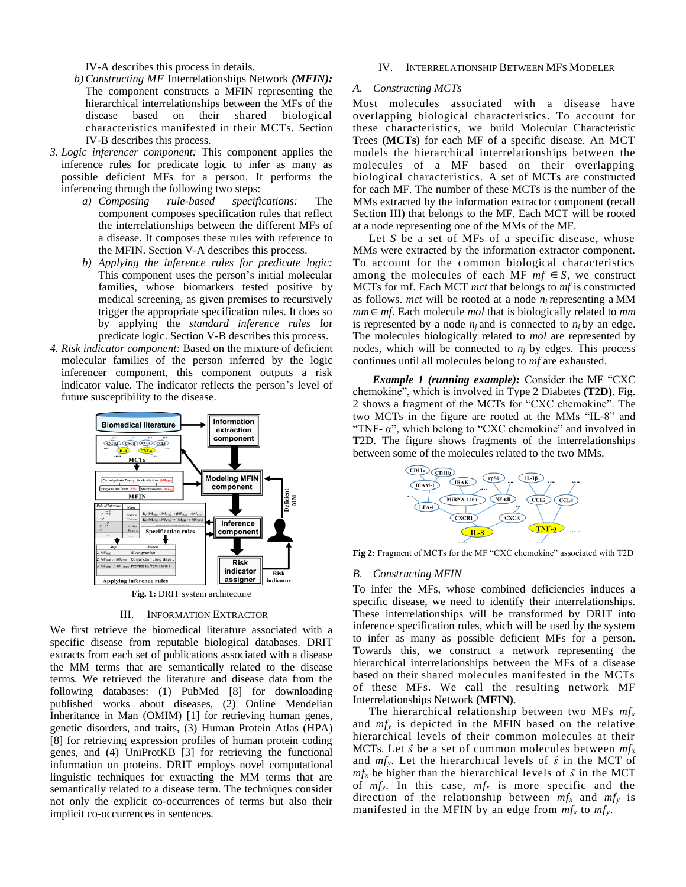IV-A describes this process in details.

b) *Constructing MF* Interrelationships Network ***(MFIN):*** The component constructs a MFIN representing the hierarchical interrelationships between the MFs of the disease based on their shared biological characteristics manifested in their MCTs. Section IV-B describes this process.

3. *Logic inferencer component:* This component applies the inference rules for predicate logic to infer as many as possible deficient MFs for a person. It performs the inferencing through the following two steps:
   a) *Composing rule-based specifications:* The component composes specification rules that reflect the interrelationships between the different MFs of a disease. It composes these rules with reference to the MFIN. Section V-A describes this process.
   b) *Applying the inference rules for predicate logic:* This component uses the person's initial molecular families, whose biomarkers tested positive by medical screening, as given premises to recursively trigger the appropriate specification rules. It does so by applying the *standard inference rules* for predicate logic. Section V-B describes this process.

4. *Risk indicator component:* Based on the mixture of deficient molecular families of the person inferred by the logic inferencer component, this component outputs a risk indicator value. The indicator reflects the person's level of future susceptibility to the disease.

**Fig. 1:** DRIT system architecture

## III. Information Extractor

We first retrieve the biomedical literature associated with a specific disease from reputable biological databases. DRIT extracts from each set of publications associated with a disease the MM terms that are semantically related to the disease terms. We retrieved the literature and disease data from the following databases: (1) PubMed [8] for downloading published works about diseases, (2) Online Mendelian Inheritance in Man (OMIM) [1] for retrieving human genes, genetic disorders, and traits, (3) Human Protein Atlas (HPA) [8] for retrieving expression profiles of human protein coding genes, and (4) UniProtKB [3] for retrieving the functional information on proteins. DRIT employs novel computational linguistic techniques for extracting the MM terms that are semantically related to a disease term. The techniques consider not only the explicit co-occurrences of terms but also their implicit co-occurrences in sentences.

## IV. Interrelationship Between MFs Modeler

### A. Constructing MCTs

Most molecules associated with a disease have overlapping biological characteristics. To account for these characteristics, we build Molecular Characteristic Trees **(MCTs)** for each MF of a specific disease. An MCT models the hierarchical interrelationships between the molecules of a MF based on their overlapping biological characteristics. A set of MCTs are constructed for each MF. The number of these MCTs is the number of the MMs extracted by the information extractor component (recall Section III) that belongs to the MF. Each MCT will be rooted at a node representing one of the MMs of the MF.

Let $S$ be a set of MFs of a specific disease, whose MMs were extracted by the information extractor component. To account for the common biological characteristics among the molecules of each MF $mf \in S$, we construct MCTs for mf. Each MCT *mct* that belongs to *mf* is constructed as follows. *mct* will be rooted at a node $n_i$ representing a MM $mm \in mf$. Each molecule *mol* that is biologically related to *mm* is represented by a node $n_j$ and is connected to $n_i$ by an edge. The molecules biologically related to *mol* are represented by nodes, which will be connected to $n_j$ by edges. This process continues until all molecules belong to *mf* are exhausted.

***Example 1 (running example):*** Consider the MF "CXC chemokine", which is involved in Type 2 Diabetes **(T2D)**. Fig. 2 shows a fragment of the MCTs for "CXC chemokine". The two MCTs in the figure are rooted at the MMs "IL-8" and "TNF- α", which belong to "CXC chemokine" and involved in T2D. The figure shows fragments of the interrelationships between some of the molecules related to the two MMs.

**Fig 2:** Fragment of MCTs for the MF "CXC chemokine" associated with T2D

### B. Constructing MFIN

To infer the MFs, whose combined deficiencies induces a specific disease, we need to identify their interrelationships. These interrelationships will be transformed by DRIT into inference specification rules, which will be used by the system to infer as many as possible deficient MFs for a person. Towards this, we construct a network representing the hierarchical interrelationships between the MFs of a disease based on their shared molecules manifested in the MCTs of these MFs. We call the resulting network MF Interrelationships Network **(MFIN)**.

The hierarchical relationship between two MFs $mf_x$ and $mf_y$ is depicted in the MFIN based on the relative hierarchical levels of their common molecules at their MCTs. Let $\hat{s}$ be a set of common molecules between $mf_x$ and $mf_y$. Let the hierarchical levels of $\hat{s}$ in the MCT of $mf_x$ be higher than the hierarchical levels of $\hat{s}$ in the MCT of $mf_y$. In this case, $mf_x$ is more specific and the direction of the relationship between $mf_x$ and $mf_y$ is manifested in the MFIN by an edge from $mf_x$ to $mf_y$.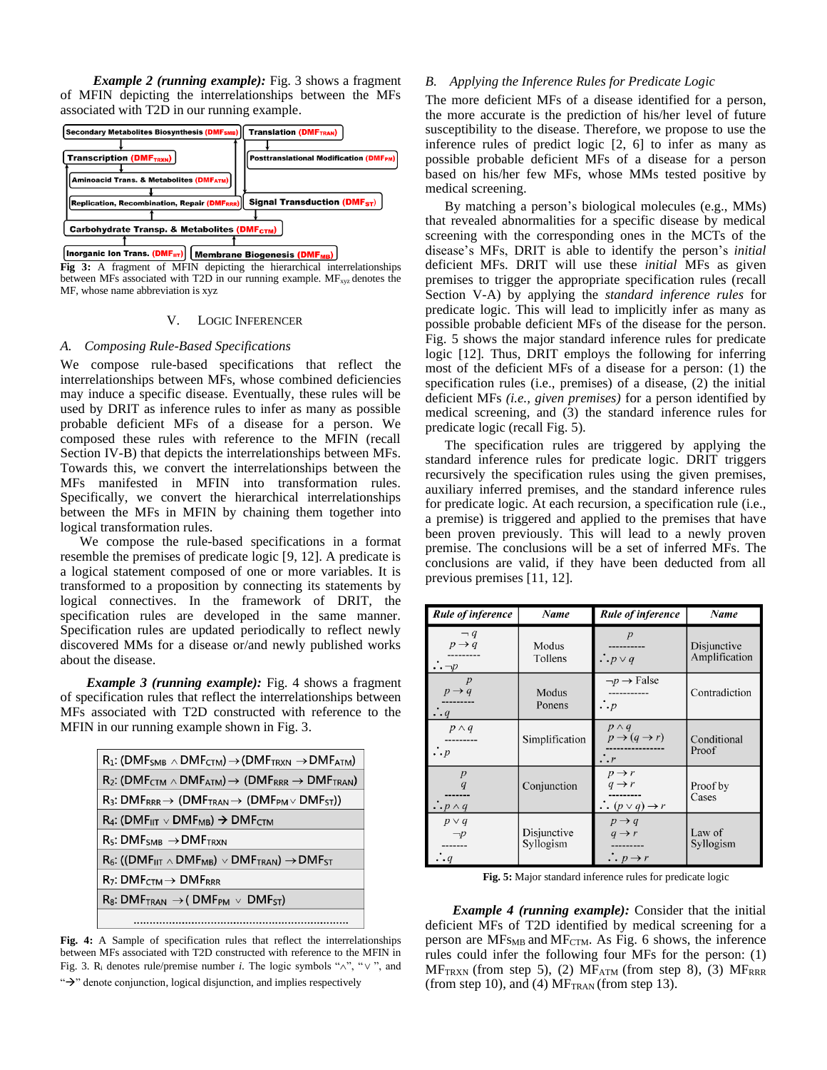***Example 2 (running example):*** Fig. 3 shows a fragment of MFIN depicting the interrelationships between the MFs associated with T2D in our running example.

Secondary Metabolites Biosynthesis ($DMF_{SMB}$) | Translation ($DMF_{TRAN}$) | Transcription ($DMF_{TRXN}$) | Posttranslational Modification ($DMF_{PM}$) | Aminoacid Trans. & Metabolites ($DMF_{ATM}$) | Replication, Recombination, Repair ($DMF_{RRR}$) | Signal Transduction ($DMF_{ST}$) | Carbohydrate Transp. & Metabolites ($DMF_{CTM}$) | Inorganic Ion Trans. ($DMF_{IIT}$) | Membrane Biogenesis ($DMF_{MB}$)

**Fig 3:** A fragment of MFIN depicting the hierarchical interrelationships between MFs associated with T2D in our running example. $MF_{xyz}$ denotes the MF, whose name abbreviation is xyz

## V. Logic Inferencer

### A. Composing Rule-Based Specifications

We compose rule-based specifications that reflect the interrelationships between MFs, whose combined deficiencies may induce a specific disease. Eventually, these rules will be used by DRIT as inference rules to infer as many as possible probable deficient MFs of a disease for a person. We composed these rules with reference to the MFIN (recall Section IV-B) that depicts the interrelationships between MFs. Towards this, we convert the interrelationships between the MFs manifested in MFIN into transformation rules. Specifically, we convert the hierarchical interrelationships between the MFs in MFIN by chaining them together into logical transformation rules.

We compose the rule-based specifications in a format resemble the premises of predicate logic [9, 12]. A predicate is a logical statement composed of one or more variables. It is transformed to a proposition by connecting its statements by logical connectives. In the framework of DRIT, the specification rules are developed in the same manner. Specification rules are updated periodically to reflect newly discovered MMs for a disease or/and newly published works about the disease.

***Example 3 (running example):*** Fig. 4 shows a fragment of specification rules that reflect the interrelationships between MFs associated with T2D constructed with reference to the MFIN in our running example shown in Fig. 3.

| |
|---|
| $R_1$: $(DMF_{SMB} \wedge DMF_{CTM}) \rightarrow (DMF_{TRXN} \rightarrow DMF_{ATM})$ |
| $R_2$: $(DMF_{CTM} \wedge DMF_{ATM}) \rightarrow (DMF_{RRR} \rightarrow DMF_{TRAN})$ |
| $R_3$: $DMF_{RRR} \rightarrow (DMF_{TRAN} \rightarrow (DMF_{PM} \vee DMF_{ST}))$ |
| $R_4$: $(DMF_{IIT} \vee DMF_{MB}) \rightarrow DMF_{CTM}$ |
| $R_5$: $DMF_{SMB} \rightarrow DMF_{TRXN}$ |
| $R_6$: $((DMF_{IIT} \wedge DMF_{MB}) \vee DMF_{TRAN}) \rightarrow DMF_{ST}$ |
| $R_7$: $DMF_{CTM} \rightarrow DMF_{RRR}$ |
| $R_8$: $DMF_{TRAN} \rightarrow (DMF_{PM} \vee DMF_{ST})$ |
| ................................................................ |

**Fig. 4:** A Sample of specification rules that reflect the interrelationships between MFs associated with T2D constructed with reference to the MFIN in Fig. 3. $R_i$ denotes rule/premise number *i*. The logic symbols "$\wedge$", "$\vee$", and "$\rightarrow$" denote conjunction, logical disjunction, and implies respectively

### B. Applying the Inference Rules for Predicate Logic

The more deficient MFs of a disease identified for a person, the more accurate is the prediction of his/her level of future susceptibility to the disease. Therefore, we propose to use the inference rules of predicate logic [2, 6] to infer as many as possible probable deficient MFs of a disease for a person based on his/her few MFs, whose MMs tested positive by medical screening.

By matching a person's biological molecules (e.g., MMs) that revealed abnormalities for a specific disease by medical screening with the corresponding ones in the MCTs of the disease's MFs, DRIT is able to identify the person's *initial* deficient MFs. DRIT will use these *initial* MFs as given premises to trigger the appropriate specification rules (recall Section V-A) by applying the *standard inference rules* for predicate logic. This will lead to implicitly infer as many as possible probable deficient MFs of the disease for the person. Fig. 5 shows the major standard inference rules for predicate logic [12]. Thus, DRIT employs the following for inferring most of the deficient MFs of a disease for a person: (1) the specification rules (i.e., premises) of a disease, (2) the initial deficient MFs *(i.e., given premises)* for a person identified by medical screening, and (3) the standard inference rules for predicate logic (recall Fig. 5).

The specification rules are triggered by applying the standard inference rules for predicate logic. DRIT triggers recursively the specification rules using the given premises, auxiliary inferred premises, and the standard inference rules for predicate logic. At each recursion, a specification rule (i.e., a premise) is triggered and applied to the premises that have been proven previously. This will lead to a newly proven premise. The conclusions will be a set of inferred MFs. The conclusions are valid, if they have been deducted from all previous premises [11, 12].

| *Rule of inference* | *Name* | *Rule of inference* | *Name* |
|---|---|---|---|
| $\neg q$; $p \rightarrow q$; $\therefore \neg p$ | Modus Tollens | $p$; $\therefore p \vee q$ | Disjunctive Amplification |
| $p$; $p \rightarrow q$; $\therefore q$ | Modus Ponens | $\neg p \rightarrow$ False; $\therefore p$ | Contradiction |
| $p \wedge q$; $\therefore p$ | Simplification | $p \wedge q$; $p \rightarrow (q \rightarrow r)$; $\therefore r$ | Conditional Proof |
| $p$; $q$; $\therefore p \wedge q$ | Conjunction | $p \rightarrow r$; $q \rightarrow r$; $\therefore (p \vee q) \rightarrow r$ | Proof by Cases |
| $p \vee q$; $\neg p$; $\therefore q$ | Disjunctive Syllogism | $p \rightarrow q$; $q \rightarrow r$; $\therefore p \rightarrow r$ | Law of Syllogism |

**Fig. 5:** Major standard inference rules for predicate logic

***Example 4 (running example):*** Consider that the initial deficient MFs of T2D identified by medical screening for a person are $MFs_{MB}$ and $MF_{CTM}$. As Fig. 6 shows, the inference rules could infer the following four MFs for the person: (1) $MF_{TRXN}$ (from step 5), (2) $MF_{ATM}$ (from step 8), (3) $MF_{RRR}$ (from step 10), and (4) $MF_{TRAN}$ (from step 13).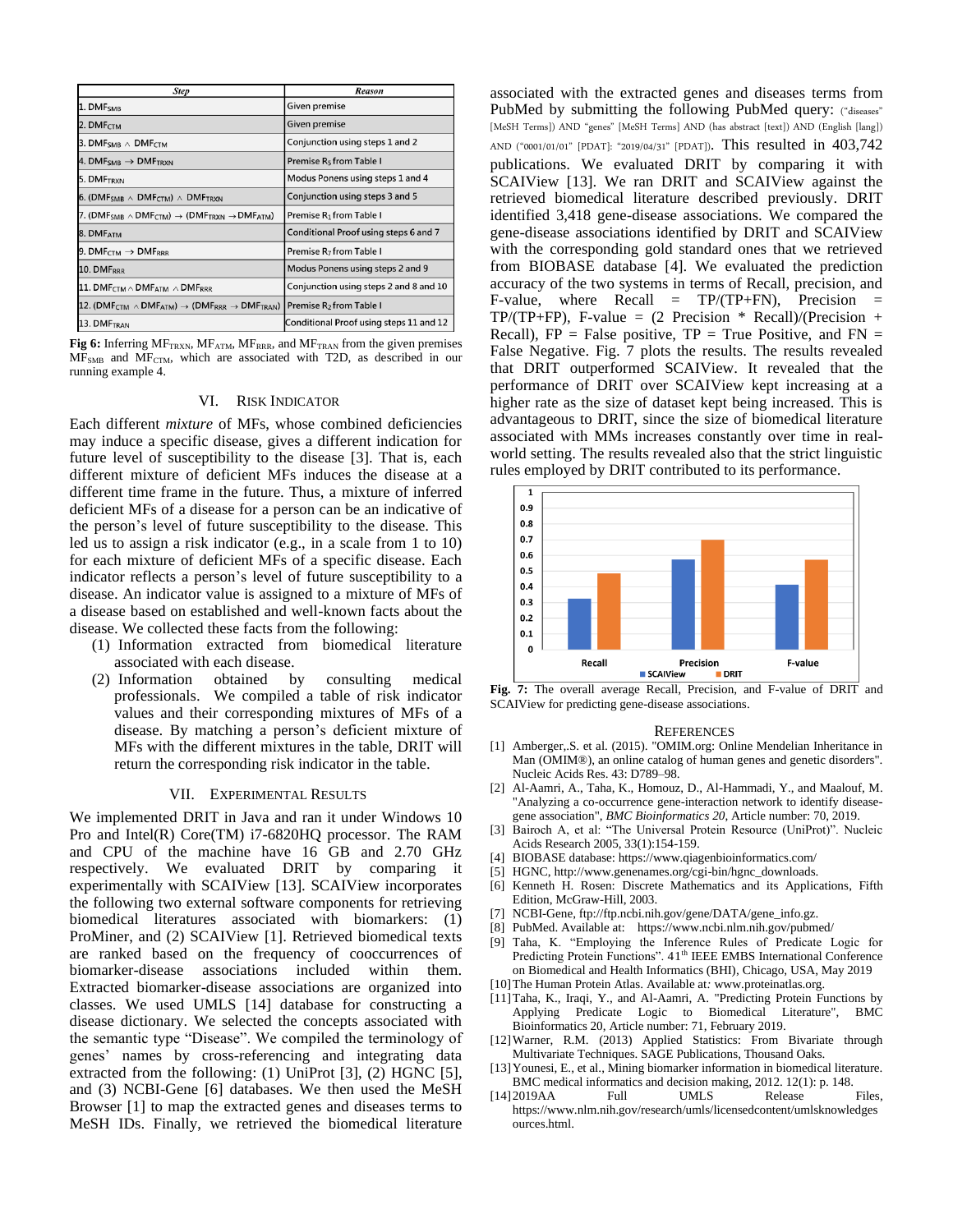| Step | Reason |
|---|---|
| 1. $DMF_{SMB}$ | Given premise |
| 2. $DMF_{CTM}$ | Given premise |
| 3. $DMF_{SMB} \wedge DMF_{CTM}$ | Conjunction using steps 1 and 2 |
| 4. $DMF_{SMB} \rightarrow DMF_{TRXN}$ | Premise $R_5$ from Table I |
| 5. $DMF_{TRXN}$ | Modus Ponens using steps 1 and 4 |
| 6. $(DMF_{SMB} \wedge DMF_{CTM}) \wedge DMF_{TRXN}$ | Conjunction using steps 3 and 5 |
| 7. $(DMF_{SMB} \wedge DMF_{CTM}) \rightarrow (DMF_{TRXN} \rightarrow DMF_{ATM})$ | Premise $R_1$ from Table I |
| 8. $DMF_{ATM}$ | Conditional Proof using steps 6 and 7 |
| 9. $DMF_{CTM} \rightarrow DMF_{RRR}$ | Premise $R_7$ from Table I |
| 10. $DMF_{RRR}$ | Modus Ponens using steps 2 and 9 |
| 11. $DMF_{CTM} \wedge DMF_{ATM} \wedge DMF_{RRR}$ | Conjunction using steps 2 and 8 and 10 |
| 12. $(DMF_{CTM} \wedge DMF_{ATM}) \rightarrow (DMF_{RRR} \rightarrow DMF_{TRAN})$ | Premise $R_2$ from Table I |
| 13. $DMF_{TRAN}$ | Conditional Proof using steps 11 and 12 |

**Fig 6:** Inferring $MF_{TRXN}$, $MF_{ATM}$, $MF_{RRR}$, and $MF_{TRAN}$ from the given premises $MF_{SMB}$ and $MF_{CTM}$, which are associated with T2D, as described in our running example 4.

## VI. Risk Indicator

Each different *mixture* of MFs, whose combined deficiencies may induce a specific disease, gives a different indication for future level of susceptibility to the disease [3]. That is, each different mixture of deficient MFs induces the disease at a different time frame in the future. Thus, a mixture of inferred deficient MFs of a disease for a person can be an indicative of the person's level of future susceptibility to the disease. This led us to assign a risk indicator (e.g., in a scale from 1 to 10) for each mixture of deficient MFs of a specific disease. Each indicator reflects a person's level of future susceptibility to a disease. An indicator value is assigned to a mixture of MFs of a disease based on established and well-known facts about the disease. We collected these facts from the following:

(1) Information extracted from biomedical literature associated with each disease.

(2) Information obtained by consulting medical professionals. We compiled a table of risk indicator values and their corresponding mixtures of MFs of a disease. By matching a person's deficient mixture of MFs with the different mixtures in the table, DRIT will return the corresponding risk indicator in the table.

## VII. Experimental Results

We implemented DRIT in Java and ran it under Windows 10 Pro and Intel(R) Core(TM) i7-6820HQ processor. The RAM and CPU of the machine have 16 GB and 2.70 GHz respectively. We evaluated DRIT by comparing it experimentally with SCAIView [13]. SCAIView incorporates the following two external software components for retrieving biomedical literatures associated with biomarkers: (1) ProMiner, and (2) SCAIView [1]. Retrieved biomedical texts are ranked based on the frequency of cooccurrences of biomarker-disease associations included within them. Extracted biomarker-disease associations are organized into classes. We used UMLS [14] database for constructing a disease dictionary. We selected the concepts associated with the semantic type "Disease". We compiled the terminology of genes' names by cross-referencing and integrating data extracted from the following: (1) UniProt [3], (2) HGNC [5], and (3) NCBI-Gene [6] databases. We then used the MeSH Browser [1] to map the extracted genes and diseases terms to MeSH IDs. Finally, we retrieved the biomedical literature associated with the extracted genes and diseases terms from PubMed by submitting the following PubMed query: ("diseases" [MeSH Terms]) AND "genes" [MeSH Terms] AND (has abstract [text]) AND (English [lang]) AND ("0001/01/01" [PDAT]: "2019/04/31" [PDAT]). This resulted in 403,742 publications. We evaluated DRIT by comparing it with SCAIView [13]. We ran DRIT and SCAIView against the retrieved biomedical literature described previously. DRIT identified 3,418 gene-disease associations. We compared the gene-disease associations identified by DRIT and SCAIView with the corresponding gold standard ones that we retrieved from BIOBASE database [4]. We evaluated the prediction accuracy of the two systems in terms of Recall, precision, and F-value, where Recall = TP/(TP+FN), Precision = TP/(TP+FP), F-value = (2 Precision * Recall)/(Precision + Recall), FP = False positive, TP = True Positive, and FN = False Negative. Fig. 7 plots the results. The results revealed that DRIT outperformed SCAIView. It revealed that the performance of DRIT over SCAIView kept increasing at a higher rate as the size of dataset kept being increased. This is advantageous to DRIT, since the size of biomedical literature associated with MMs increases constantly over time in real-world setting. The results revealed also that the strict linguistic rules employed by DRIT contributed to its performance.

1
0.9
0.8
0.7
0.6
0.5
0.4
0.3
0.2
0.1
0

Recall
Precision
F-value

SCAIView
DRIT

**Fig. 7:** The overall average Recall, Precision, and F-value of DRIT and SCAIView for predicting gene-disease associations.

## References

[1] Amberger,.S. et al. (2015). "OMIM.org: Online Mendelian Inheritance in Man (OMIM®), an online catalog of human genes and genetic disorders". Nucleic Acids Res. 43: D789–98.

[2] Al-Aamri, A., Taha, K., Homouz, D., Al-Hammadi, Y., and Maalouf, M. "Analyzing a co-occurrence gene-interaction network to identify disease-gene association", *BMC Bioinformatics 20*, Article number: 70, 2019.

[3] Bairoch A, et al: "The Universal Protein Resource (UniProt)". Nucleic Acids Research 2005, 33(1):154-159.

[4] BIOBASE database: https://www.qiagenbioinformatics.com/

[5] HGNC, http://www.genenames.org/cgi-bin/hgnc_downloads.

[6] Kenneth H. Rosen: Discrete Mathematics and its Applications, Fifth Edition, McGraw-Hill, 2003.

[7] NCBI-Gene, ftp://ftp.ncbi.nih.gov/gene/DATA/gene_info.gz.

[8] PubMed. Available at: https://www.ncbi.nlm.nih.gov/pubmed/

[9] Taha, K. "Employing the Inference Rules of Predicate Logic for Predicting Protein Functions". 41th IEEE EMBS International Conference on Biomedical and Health Informatics (BHI), Chicago, USA, May 2019

[10] The Human Protein Atlas. Available at: www.proteinatlas.org.

[11] Taha, K., Iraqi, Y., and Al-Aamri, A. "Predicting Protein Functions by Applying Predicate Logic to Biomedical Literature", BMC Bioinformatics 20, Article number: 71, February 2019.

[12] Warner, R.M. (2013) Applied Statistics: From Bivariate through Multivariate Techniques. SAGE Publications, Thousand Oaks.

[13] Younesi, E., et al., Mining biomarker information in biomedical literature. BMC medical informatics and decision making, 2012. 12(1): p. 148.

[14] 2019AA Full UMLS Release Files, https://www.nlm.nih.gov/research/umls/licensedcontent/umlsknowledgesources.html.